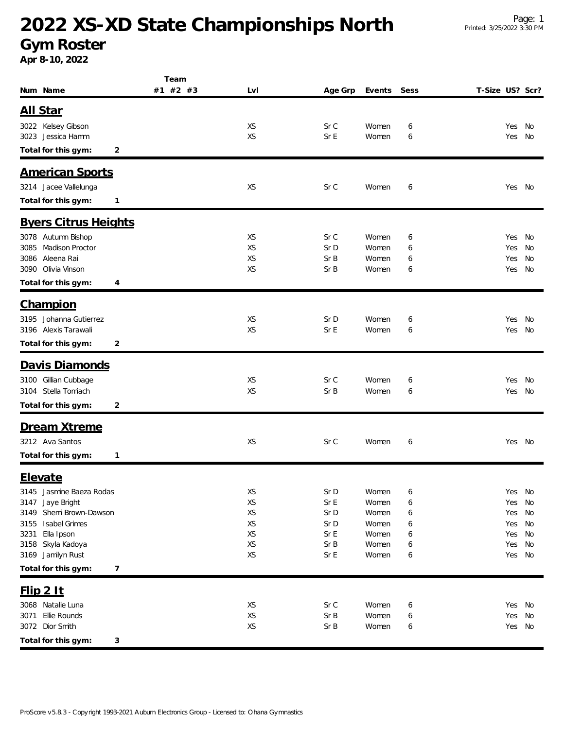# 2022 XS-XD State Championships North

## Gym Roster

**Apr 8-10, 2022**

| Num | Name | Team #1 | Team #2 | Team #3 | Lvl | Age Grp | Events | Sess | T-Size | US? | Scr? |
|---|---|---|---|---|---|---|---|---|---|---|---|

### All Star

| Num | Name | Team #1 | Team #2 | Team #3 | Lvl | Age Grp | Events | Sess | T-Size | US? | Scr? |
|---|---|---|---|---|---|---|---|---|---|---|---|
| 3022 | Kelsey Gibson | | | | XS | Sr C | Women | 6 | | Yes | No |
| 3023 | Jessica Hamm | | | | XS | Sr E | Women | 6 | | Yes | No |

**Total for this gym: 2**

### American Sports

| Num | Name | Team #1 | Team #2 | Team #3 | Lvl | Age Grp | Events | Sess | T-Size | US? | Scr? |
|---|---|---|---|---|---|---|---|---|---|---|---|
| 3214 | Jacee Vallelunga | | | | XS | Sr C | Women | 6 | | Yes | No |

**Total for this gym: 1**

### Byers Citrus Heights

| Num | Name | Team #1 | Team #2 | Team #3 | Lvl | Age Grp | Events | Sess | T-Size | US? | Scr? |
|---|---|---|---|---|---|---|---|---|---|---|---|
| 3078 | Autumn Bishop | | | | XS | Sr C | Women | 6 | | Yes | No |
| 3085 | Madison Proctor | | | | XS | Sr D | Women | 6 | | Yes | No |
| 3086 | Aleena Rai | | | | XS | Sr B | Women | 6 | | Yes | No |
| 3090 | Olivia Vinson | | | | XS | Sr B | Women | 6 | | Yes | No |

**Total for this gym: 4**

### Champion

| Num | Name | Team #1 | Team #2 | Team #3 | Lvl | Age Grp | Events | Sess | T-Size | US? | Scr? |
|---|---|---|---|---|---|---|---|---|---|---|---|
| 3195 | Johanna Gutierrez | | | | XS | Sr D | Women | 6 | | Yes | No |
| 3196 | Alexis Tarawali | | | | XS | Sr E | Women | 6 | | Yes | No |

**Total for this gym: 2**

### Davis Diamonds

| Num | Name | Team #1 | Team #2 | Team #3 | Lvl | Age Grp | Events | Sess | T-Size | US? | Scr? |
|---|---|---|---|---|---|---|---|---|---|---|---|
| 3100 | Gillian Cubbage | | | | XS | Sr C | Women | 6 | | Yes | No |
| 3104 | Stella Tomiach | | | | XS | Sr B | Women | 6 | | Yes | No |

**Total for this gym: 2**

### Dream Xtreme

| Num | Name | Team #1 | Team #2 | Team #3 | Lvl | Age Grp | Events | Sess | T-Size | US? | Scr? |
|---|---|---|---|---|---|---|---|---|---|---|---|
| 3212 | Ava Santos | | | | XS | Sr C | Women | 6 | | Yes | No |

**Total for this gym: 1**

### Elevate

| Num | Name | Team #1 | Team #2 | Team #3 | Lvl | Age Grp | Events | Sess | T-Size | US? | Scr? |
|---|---|---|---|---|---|---|---|---|---|---|---|
| 3145 | Jasmine Baeza Rodas | | | | XS | Sr D | Women | 6 | | Yes | No |
| 3147 | Jaye Bright | | | | XS | Sr E | Women | 6 | | Yes | No |
| 3149 | Shemi Brown-Dawson | | | | XS | Sr D | Women | 6 | | Yes | No |
| 3155 | Isabel Grimes | | | | XS | Sr D | Women | 6 | | Yes | No |
| 3231 | Ella Ipson | | | | XS | Sr E | Women | 6 | | Yes | No |
| 3158 | Skyla Kadoya | | | | XS | Sr B | Women | 6 | | Yes | No |
| 3169 | Jamilyn Rust | | | | XS | Sr E | Women | 6 | | Yes | No |

**Total for this gym: 7**

### Flip 2 It

| Num | Name | Team #1 | Team #2 | Team #3 | Lvl | Age Grp | Events | Sess | T-Size | US? | Scr? |
|---|---|---|---|---|---|---|---|---|---|---|---|
| 3068 | Natalie Luna | | | | XS | Sr C | Women | 6 | | Yes | No |
| 3071 | Ellie Rounds | | | | XS | Sr B | Women | 6 | | Yes | No |
| 3072 | Dior Smith | | | | XS | Sr B | Women | 6 | | Yes | No |

**Total for this gym: 3**

ProScore v5.8.3 - Copyright 1993-2021 Auburn Electronics Group - Licensed to: Ohana Gymnastics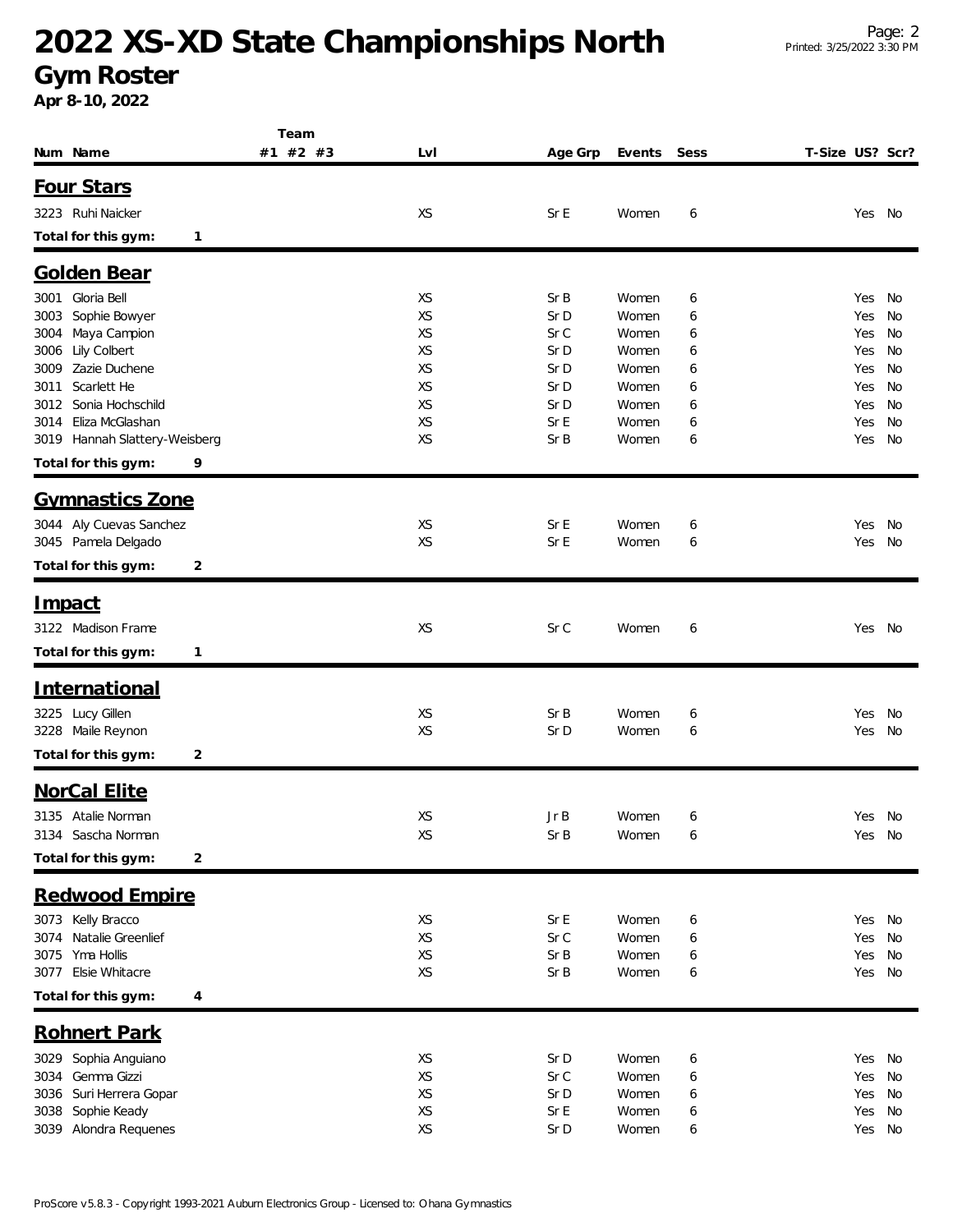# 2022 XS-XD State Championships North

## Gym Roster

**Apr 8-10, 2022**

| Num | Name | Team #1 | Team #2 | Team #3 | Lvl | Age Grp | Events | Sess | T-Size | US? | Scr? |
|---|---|---|---|---|---|---|---|---|---|---|---|

### Four Stars

| Num | Name | Team #1 | Team #2 | Team #3 | Lvl | Age Grp | Events | Sess | T-Size | US? | Scr? |
|---|---|---|---|---|---|---|---|---|---|---|---|
| 3223 | Ruhi Naicker | | | | XS | Sr E | Women | 6 | | Yes | No |

**Total for this gym: 1**

### Golden Bear

| Num | Name | Team #1 | Team #2 | Team #3 | Lvl | Age Grp | Events | Sess | T-Size | US? | Scr? |
|---|---|---|---|---|---|---|---|---|---|---|---|
| 3001 | Gloria Bell | | | | XS | Sr B | Women | 6 | | Yes | No |
| 3003 | Sophie Bowyer | | | | XS | Sr D | Women | 6 | | Yes | No |
| 3004 | Maya Campion | | | | XS | Sr C | Women | 6 | | Yes | No |
| 3006 | Lily Colbert | | | | XS | Sr D | Women | 6 | | Yes | No |
| 3009 | Zazie Duchene | | | | XS | Sr D | Women | 6 | | Yes | No |
| 3011 | Scarlett He | | | | XS | Sr D | Women | 6 | | Yes | No |
| 3012 | Sonia Hochschild | | | | XS | Sr D | Women | 6 | | Yes | No |
| 3014 | Eliza McGlashan | | | | XS | Sr E | Women | 6 | | Yes | No |
| 3019 | Hannah Slattery-Weisberg | | | | XS | Sr B | Women | 6 | | Yes | No |

**Total for this gym: 9**

### Gymnastics Zone

| Num | Name | Team #1 | Team #2 | Team #3 | Lvl | Age Grp | Events | Sess | T-Size | US? | Scr? |
|---|---|---|---|---|---|---|---|---|---|---|---|
| 3044 | Aly Cuevas Sanchez | | | | XS | Sr E | Women | 6 | | Yes | No |
| 3045 | Pamela Delgado | | | | XS | Sr E | Women | 6 | | Yes | No |

**Total for this gym: 2**

### Impact

| Num | Name | Team #1 | Team #2 | Team #3 | Lvl | Age Grp | Events | Sess | T-Size | US? | Scr? |
|---|---|---|---|---|---|---|---|---|---|---|---|
| 3122 | Madison Frame | | | | XS | Sr C | Women | 6 | | Yes | No |

**Total for this gym: 1**

### International

| Num | Name | Team #1 | Team #2 | Team #3 | Lvl | Age Grp | Events | Sess | T-Size | US? | Scr? |
|---|---|---|---|---|---|---|---|---|---|---|---|
| 3225 | Lucy Gillen | | | | XS | Sr B | Women | 6 | | Yes | No |
| 3228 | Maile Reynon | | | | XS | Sr D | Women | 6 | | Yes | No |

**Total for this gym: 2**

### NorCal Elite

| Num | Name | Team #1 | Team #2 | Team #3 | Lvl | Age Grp | Events | Sess | T-Size | US? | Scr? |
|---|---|---|---|---|---|---|---|---|---|---|---|
| 3135 | Atalie Norman | | | | XS | Jr B | Women | 6 | | Yes | No |
| 3134 | Sascha Norman | | | | XS | Sr B | Women | 6 | | Yes | No |

**Total for this gym: 2**

### Redwood Empire

| Num | Name | Team #1 | Team #2 | Team #3 | Lvl | Age Grp | Events | Sess | T-Size | US? | Scr? |
|---|---|---|---|---|---|---|---|---|---|---|---|
| 3073 | Kelly Bracco | | | | XS | Sr E | Women | 6 | | Yes | No |
| 3074 | Natalie Greenlief | | | | XS | Sr C | Women | 6 | | Yes | No |
| 3075 | Yma Hollis | | | | XS | Sr B | Women | 6 | | Yes | No |
| 3077 | Elsie Whitacre | | | | XS | Sr B | Women | 6 | | Yes | No |

**Total for this gym: 4**

### Rohnert Park

| Num | Name | Team #1 | Team #2 | Team #3 | Lvl | Age Grp | Events | Sess | T-Size | US? | Scr? |
|---|---|---|---|---|---|---|---|---|---|---|---|
| 3029 | Sophia Anguiano | | | | XS | Sr D | Women | 6 | | Yes | No |
| 3034 | Gemma Gizzi | | | | XS | Sr C | Women | 6 | | Yes | No |
| 3036 | Suri Herrera Gopar | | | | XS | Sr D | Women | 6 | | Yes | No |
| 3038 | Sophie Keady | | | | XS | Sr E | Women | 6 | | Yes | No |
| 3039 | Alondra Requenes | | | | XS | Sr D | Women | 6 | | Yes | No |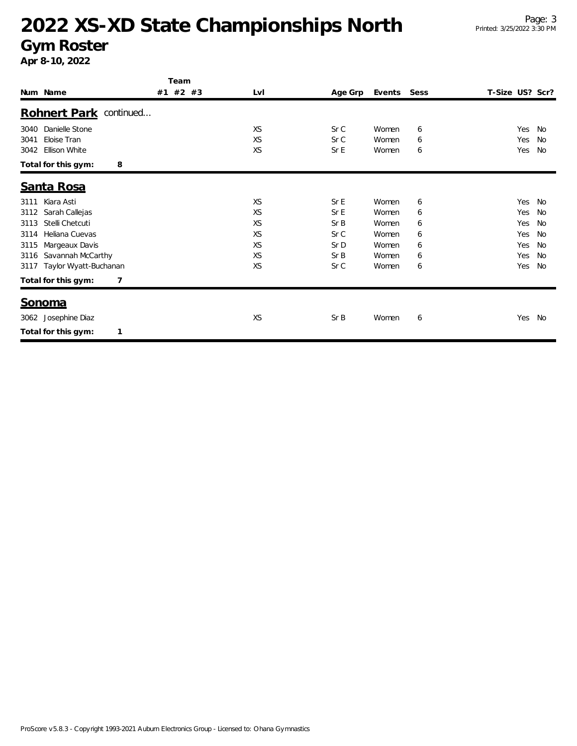# 2022 XS-XD State Championships North

## Gym Roster

**Apr 8-10, 2022**

| Num | Name | Team #1 | Team #2 | Team #3 | Lvl | Age Grp | Events | Sess | T-Size | US? | Scr? |
|---|---|---|---|---|---|---|---|---|---|---|---|
| **Rohnert Park** continued... | | | | | | | | | | | |
| 3040 | Danielle Stone | | | | XS | Sr C | Women | 6 | | Yes | No |
| 3041 | Eloise Tran | | | | XS | Sr C | Women | 6 | | Yes | No |
| 3042 | Ellison White | | | | XS | Sr E | Women | 6 | | Yes | No |
| **Total for this gym:** | 8 | | | | | | | | | | |
| **Santa Rosa** | | | | | | | | | | | |
| 3111 | Kiara Asti | | | | XS | Sr E | Women | 6 | | Yes | No |
| 3112 | Sarah Callejas | | | | XS | Sr E | Women | 6 | | Yes | No |
| 3113 | Stelli Chetcuti | | | | XS | Sr B | Women | 6 | | Yes | No |
| 3114 | Heliana Cuevas | | | | XS | Sr C | Women | 6 | | Yes | No |
| 3115 | Margeaux Davis | | | | XS | Sr D | Women | 6 | | Yes | No |
| 3116 | Savannah McCarthy | | | | XS | Sr B | Women | 6 | | Yes | No |
| 3117 | Taylor Wyatt-Buchanan | | | | XS | Sr C | Women | 6 | | Yes | No |
| **Total for this gym:** | 7 | | | | | | | | | | |
| **Sonoma** | | | | | | | | | | | |
| 3062 | Josephine Diaz | | | | XS | Sr B | Women | 6 | | Yes | No |
| **Total for this gym:** | 1 | | | | | | | | | | |

ProScore v5.8.3 - Copyright 1993-2021 Auburn Electronics Group - Licensed to: Ohana Gymnastics